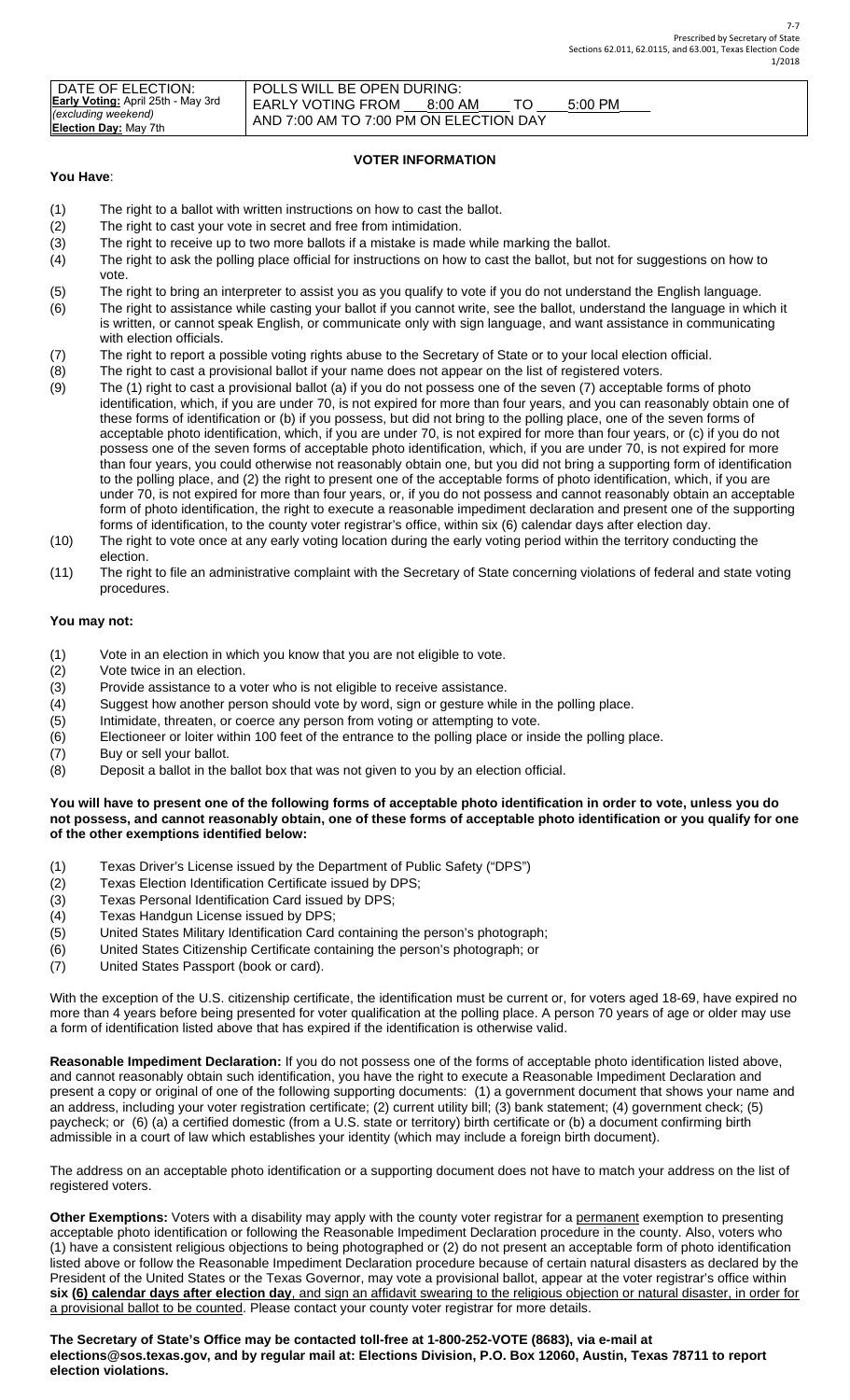7-7
Prescribed by Secretary of State
Sections 62.011, 62.0115, and 63.001, Texas Election Code
1/2018

| DATE OF ELECTION: | POLLS WILL BE OPEN DURING: |
|---|---|
| **Early Voting:** April 25th - May 3rd *(excluding weekend)* **Election Day:** May 7th | EARLY VOTING FROM 8:00 AM TO 5:00 PM AND 7:00 AM TO 7:00 PM ON ELECTION DAY |

## VOTER INFORMATION

**You Have**:

(1) The right to a ballot with written instructions on how to cast the ballot.
(2) The right to cast your vote in secret and free from intimidation.
(3) The right to receive up to two more ballots if a mistake is made while marking the ballot.
(4) The right to ask the polling place official for instructions on how to cast the ballot, but not for suggestions on how to vote.
(5) The right to bring an interpreter to assist you as you qualify to vote if you do not understand the English language.
(6) The right to assistance while casting your ballot if you cannot write, see the ballot, understand the language in which it is written, or cannot speak English, or communicate only with sign language, and want assistance in communicating with election officials.
(7) The right to report a possible voting rights abuse to the Secretary of State or to your local election official.
(8) The right to cast a provisional ballot if your name does not appear on the list of registered voters.
(9) The (1) right to cast a provisional ballot (a) if you do not possess one of the seven (7) acceptable forms of photo identification, which, if you are under 70, is not expired for more than four years, and you can reasonably obtain one of these forms of identification or (b) if you possess, but did not bring to the polling place, one of the seven forms of acceptable photo identification, which, if you are under 70, is not expired for more than four years, or (c) if you do not possess one of the seven forms of acceptable photo identification, which, if you are under 70, is not expired for more than four years, you could otherwise not reasonably obtain one, but you did not bring a supporting form of identification to the polling place, and (2) the right to present one of the acceptable forms of photo identification, which, if you are under 70, is not expired for more than four years, or, if you do not possess and cannot reasonably obtain an acceptable form of photo identification, the right to execute a reasonable impediment declaration and present one of the supporting forms of identification, to the county voter registrar's office, within six (6) calendar days after election day.
(10) The right to vote once at any early voting location during the early voting period within the territory conducting the election.
(11) The right to file an administrative complaint with the Secretary of State concerning violations of federal and state voting procedures.

**You may not:**

(1) Vote in an election in which you know that you are not eligible to vote.
(2) Vote twice in an election.
(3) Provide assistance to a voter who is not eligible to receive assistance.
(4) Suggest how another person should vote by word, sign or gesture while in the polling place.
(5) Intimidate, threaten, or coerce any person from voting or attempting to vote.
(6) Electioneer or loiter within 100 feet of the entrance to the polling place or inside the polling place.
(7) Buy or sell your ballot.
(8) Deposit a ballot in the ballot box that was not given to you by an election official.

**You will have to present one of the following forms of acceptable photo identification in order to vote, unless you do not possess, and cannot reasonably obtain, one of these forms of acceptable photo identification or you qualify for one of the other exemptions identified below:**

(1) Texas Driver's License issued by the Department of Public Safety ("DPS")
(2) Texas Election Identification Certificate issued by DPS;
(3) Texas Personal Identification Card issued by DPS;
(4) Texas Handgun License issued by DPS;
(5) United States Military Identification Card containing the person's photograph;
(6) United States Citizenship Certificate containing the person's photograph; or
(7) United States Passport (book or card).

With the exception of the U.S. citizenship certificate, the identification must be current or, for voters aged 18-69, have expired no more than 4 years before being presented for voter qualification at the polling place. A person 70 years of age or older may use a form of identification listed above that has expired if the identification is otherwise valid.

**Reasonable Impediment Declaration:** If you do not possess one of the forms of acceptable photo identification listed above, and cannot reasonably obtain such identification, you have the right to execute a Reasonable Impediment Declaration and present a copy or original of one of the following supporting documents: (1) a government document that shows your name and an address, including your voter registration certificate; (2) current utility bill; (3) bank statement; (4) government check; (5) paycheck; or (6) (a) a certified domestic (from a U.S. state or territory) birth certificate or (b) a document confirming birth admissible in a court of law which establishes your identity (which may include a foreign birth document).

The address on an acceptable photo identification or a supporting document does not have to match your address on the list of registered voters.

**Other Exemptions:** Voters with a disability may apply with the county voter registrar for a permanent exemption to presenting acceptable photo identification or following the Reasonable Impediment Declaration procedure in the county. Also, voters who (1) have a consistent religious objections to being photographed or (2) do not present an acceptable form of photo identification listed above or follow the Reasonable Impediment Declaration procedure because of certain natural disasters as declared by the President of the United States or the Texas Governor, may vote a provisional ballot, appear at the voter registrar's office within **six (6) calendar days after election day**, and sign an affidavit swearing to the religious objection or natural disaster, in order for a provisional ballot to be counted. Please contact your county voter registrar for more details.

**The Secretary of State's Office may be contacted toll-free at 1-800-252-VOTE (8683), via e-mail at elections@sos.texas.gov, and by regular mail at: Elections Division, P.O. Box 12060, Austin, Texas 78711 to report election violations.**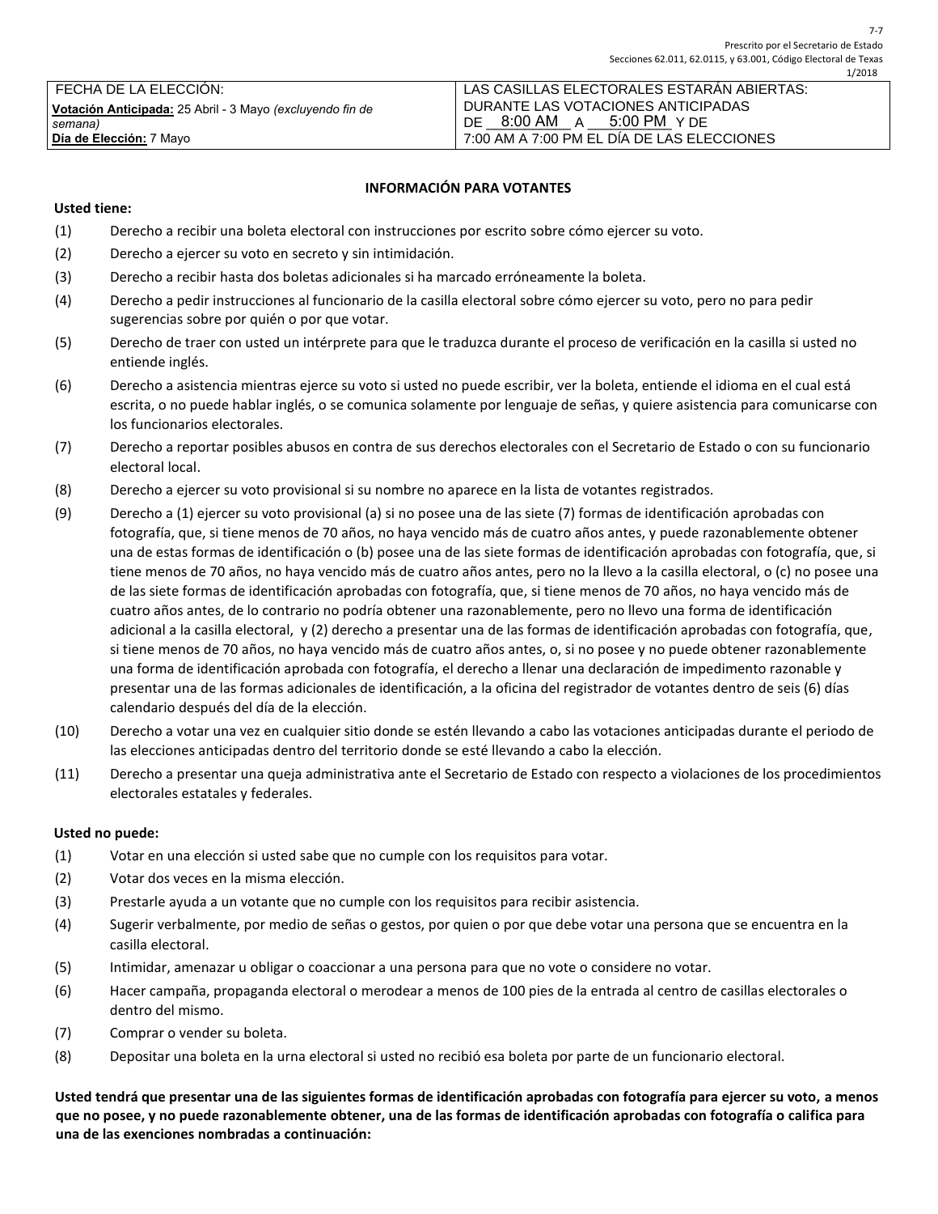7-7
Prescrito por el Secretario de Estado
Secciones 62.011, 62.0115, y 63.001, Código Electoral de Texas
1/2018

| FECHA DE LA ELECCIÓN: | LAS CASILLAS ELECTORALES ESTARÁN ABIERTAS: |
|---|---|
| **Votación Anticipada:** 25 Abril - 3 Mayo *(excluyendo fin de semana)* | DURANTE LAS VOTACIONES ANTICIPADAS DE 8:00 AM A 5:00 PM Y DE |
| **Día de Elección:** 7 Mayo | 7:00 AM A 7:00 PM EL DÍA DE LAS ELECCIONES |

## INFORMACIÓN PARA VOTANTES

**Usted tiene:**

(1) Derecho a recibir una boleta electoral con instrucciones por escrito sobre cómo ejercer su voto.

(2) Derecho a ejercer su voto en secreto y sin intimidación.

(3) Derecho a recibir hasta dos boletas adicionales si ha marcado erróneamente la boleta.

(4) Derecho a pedir instrucciones al funcionario de la casilla electoral sobre cómo ejercer su voto, pero no para pedir sugerencias sobre por quién o por que votar.

(5) Derecho de traer con usted un intérprete para que le traduzca durante el proceso de verificación en la casilla si usted no entiende inglés.

(6) Derecho a asistencia mientras ejerce su voto si usted no puede escribir, ver la boleta, entiende el idioma en el cual está escrita, o no puede hablar inglés, o se comunica solamente por lenguaje de señas, y quiere asistencia para comunicarse con los funcionarios electorales.

(7) Derecho a reportar posibles abusos en contra de sus derechos electorales con el Secretario de Estado o con su funcionario electoral local.

(8) Derecho a ejercer su voto provisional si su nombre no aparece en la lista de votantes registrados.

(9) Derecho a (1) ejercer su voto provisional (a) si no posee una de las siete (7) formas de identificación aprobadas con fotografía, que, si tiene menos de 70 años, no haya vencido más de cuatro años antes, y puede razonablemente obtener una de estas formas de identificación o (b) posee una de las siete formas de identificación aprobadas con fotografía, que, si tiene menos de 70 años, no haya vencido más de cuatro años antes, pero no la llevo a la casilla electoral, o (c) no posee una de las siete formas de identificación aprobadas con fotografía, que, si tiene menos de 70 años, no haya vencido más de cuatro años antes, de lo contrario no podría obtener una razonablemente, pero no llevo una forma de identificación adicional a la casilla electoral, y (2) derecho a presentar una de las formas de identificación aprobadas con fotografía, que, si tiene menos de 70 años, no haya vencido más de cuatro años antes, o, si no posee y no puede obtener razonablemente una forma de identificación aprobada con fotografía, el derecho a llenar una declaración de impedimento razonable y presentar una de las formas adicionales de identificación, a la oficina del registrador de votantes dentro de seis (6) días calendario después del día de la elección.

(10) Derecho a votar una vez en cualquier sitio donde se estén llevando a cabo las votaciones anticipadas durante el periodo de las elecciones anticipadas dentro del territorio donde se esté llevando a cabo la elección.

(11) Derecho a presentar una queja administrativa ante el Secretario de Estado con respecto a violaciones de los procedimientos electorales estatales y federales.

**Usted no puede:**

(1) Votar en una elección si usted sabe que no cumple con los requisitos para votar.

(2) Votar dos veces en la misma elección.

(3) Prestarle ayuda a un votante que no cumple con los requisitos para recibir asistencia.

(4) Sugerir verbalmente, por medio de señas o gestos, por quien o por que debe votar una persona que se encuentra en la casilla electoral.

(5) Intimidar, amenazar u obligar o coaccionar a una persona para que no vote o considere no votar.

(6) Hacer campaña, propaganda electoral o merodear a menos de 100 pies de la entrada al centro de casillas electorales o dentro del mismo.

(7) Comprar o vender su boleta.

(8) Depositar una boleta en la urna electoral si usted no recibió esa boleta por parte de un funcionario electoral.

**Usted tendrá que presentar una de las siguientes formas de identificación aprobadas con fotografía para ejercer su voto, a menos que no posee, y no puede razonablemente obtener, una de las formas de identificación aprobadas con fotografía o califica para una de las exenciones nombradas a continuación:**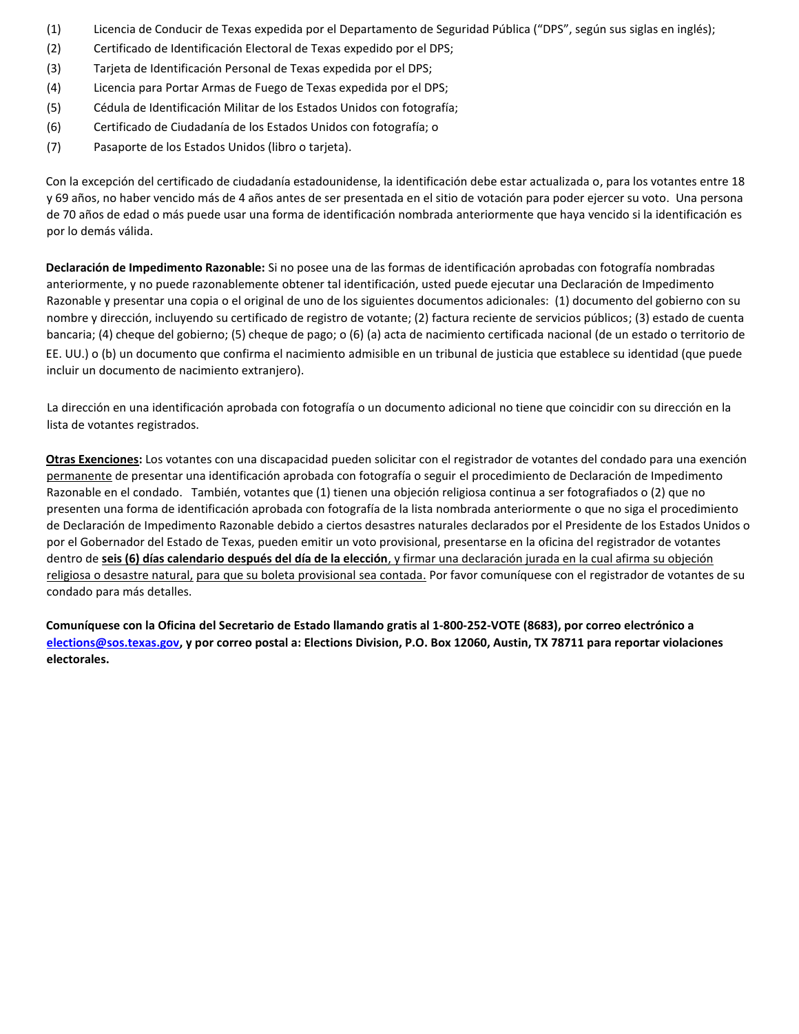(1) Licencia de Conducir de Texas expedida por el Departamento de Seguridad Pública ("DPS", según sus siglas en inglés);
(2) Certificado de Identificación Electoral de Texas expedido por el DPS;
(3) Tarjeta de Identificación Personal de Texas expedida por el DPS;
(4) Licencia para Portar Armas de Fuego de Texas expedida por el DPS;
(5) Cédula de Identificación Militar de los Estados Unidos con fotografía;
(6) Certificado de Ciudadanía de los Estados Unidos con fotografía; o
(7) Pasaporte de los Estados Unidos (libro o tarjeta).

Con la excepción del certificado de ciudadanía estadounidense, la identificación debe estar actualizada o, para los votantes entre 18 y 69 años, no haber vencido más de 4 años antes de ser presentada en el sitio de votación para poder ejercer su voto. Una persona de 70 años de edad o más puede usar una forma de identificación nombrada anteriormente que haya vencido si la identificación es por lo demás válida.

**Declaración de Impedimento Razonable:** Si no posee una de las formas de identificación aprobadas con fotografía nombradas anteriormente, y no puede razonablemente obtener tal identificación, usted puede ejecutar una Declaración de Impedimento Razonable y presentar una copia o el original de uno de los siguientes documentos adicionales: (1) documento del gobierno con su nombre y dirección, incluyendo su certificado de registro de votante; (2) factura reciente de servicios públicos; (3) estado de cuenta bancaria; (4) cheque del gobierno; (5) cheque de pago; o (6) (a) acta de nacimiento certificada nacional (de un estado o territorio de EE. UU.) o (b) un documento que confirma el nacimiento admisible en un tribunal de justicia que establece su identidad (que puede incluir un documento de nacimiento extranjero).

La dirección en una identificación aprobada con fotografía o un documento adicional no tiene que coincidir con su dirección en la lista de votantes registrados.

**Otras Exenciones:** Los votantes con una discapacidad pueden solicitar con el registrador de votantes del condado para una exención permanente de presentar una identificación aprobada con fotografía o seguir el procedimiento de Declaración de Impedimento Razonable en el condado. También, votantes que (1) tienen una objeción religiosa continua a ser fotografiados o (2) que no presenten una forma de identificación aprobada con fotografía de la lista nombrada anteriormente o que no siga el procedimiento de Declaración de Impedimento Razonable debido a ciertos desastres naturales declarados por el Presidente de los Estados Unidos o por el Gobernador del Estado de Texas, pueden emitir un voto provisional, presentarse en la oficina del registrador de votantes dentro de **seis (6) días calendario después del día de la elección**, y firmar una declaración jurada en la cual afirma su objeción religiosa o desastre natural, para que su boleta provisional sea contada. Por favor comuníquese con el registrador de votantes de su condado para más detalles.

**Comuníquese con la Oficina del Secretario de Estado llamando gratis al 1-800-252-VOTE (8683), por correo electrónico a elections@sos.texas.gov, y por correo postal a: Elections Division, P.O. Box 12060, Austin, TX 78711 para reportar violaciones electorales.**